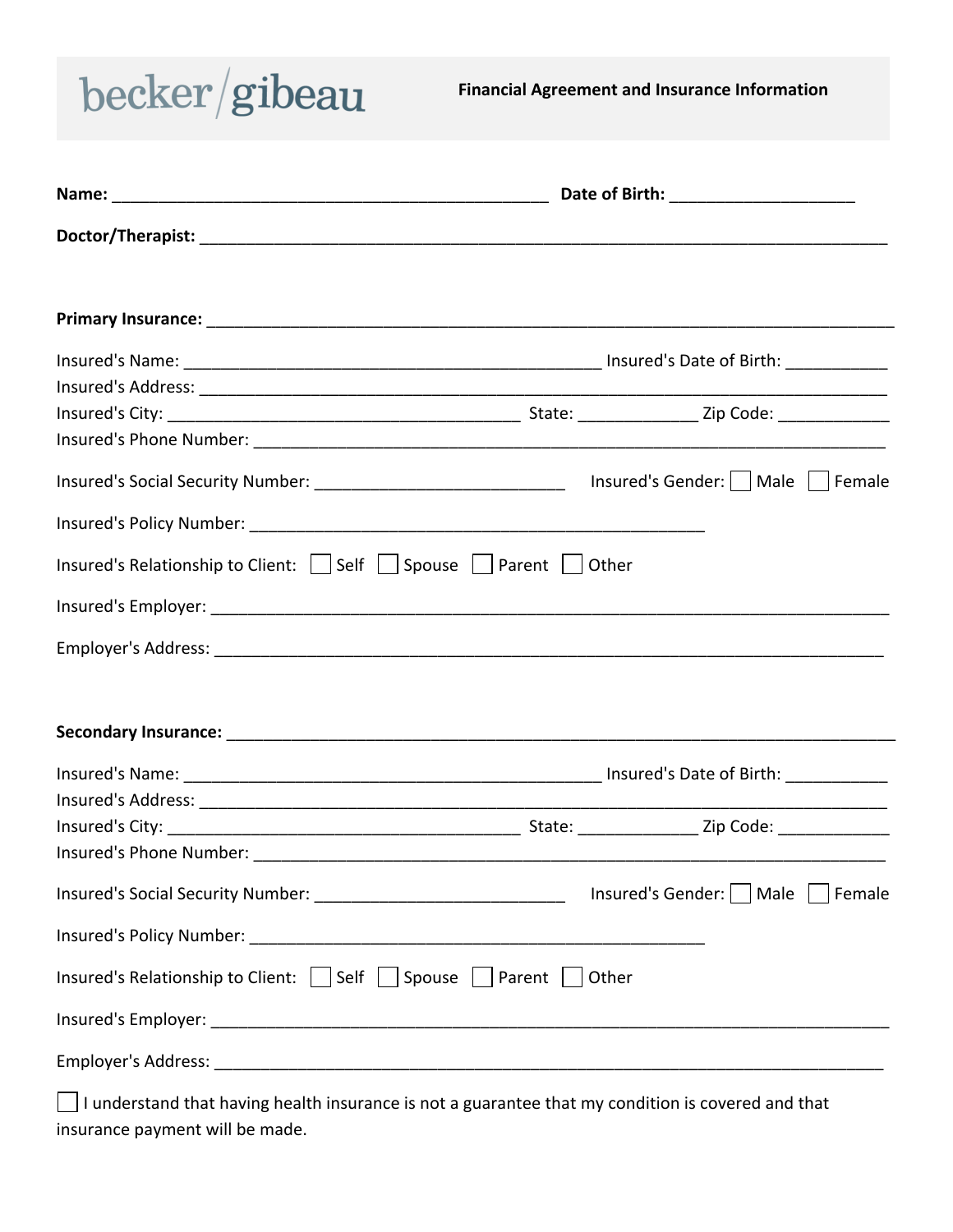becker/gibeau

**Financial Agreement and Insurance Information**

**Name:** ______________________________ **Date of Birth:** ____________________

**Doctor/Therapist:** ____________________________________________________________

**Primary Insurance:** ____________________________________________________________

Insured's Name: ______________________________ Insured's Date of Birth: ___________

Insured's Address: ____________________________________________________________

Insured's City: ______________________________ State: _____________ Zip Code: ____________

Insured's Phone Number: ____________________________________________________________

Insured's Social Security Number: ___________________________ Insured's Gender: ☐ Male ☐ Female

Insured's Policy Number: ______________________________________________

Insured's Relationship to Client: ☐ Self ☐ Spouse ☐ Parent ☐ Other

Insured's Employer: ____________________________________________________________

Employer's Address: ____________________________________________________________

**Secondary Insurance:** ____________________________________________________________

Insured's Name: ______________________________ Insured's Date of Birth: ___________

Insured's Address: ____________________________________________________________

Insured's City: ______________________________ State: _____________ Zip Code: ____________

Insured's Phone Number: ____________________________________________________________

Insured's Social Security Number: ___________________________ Insured's Gender: ☐ Male ☐ Female

Insured's Policy Number: ______________________________________________

Insured's Relationship to Client: ☐ Self ☐ Spouse ☐ Parent ☐ Other

Insured's Employer: ____________________________________________________________

Employer's Address: ____________________________________________________________

☐ I understand that having health insurance is not a guarantee that my condition is covered and that insurance payment will be made.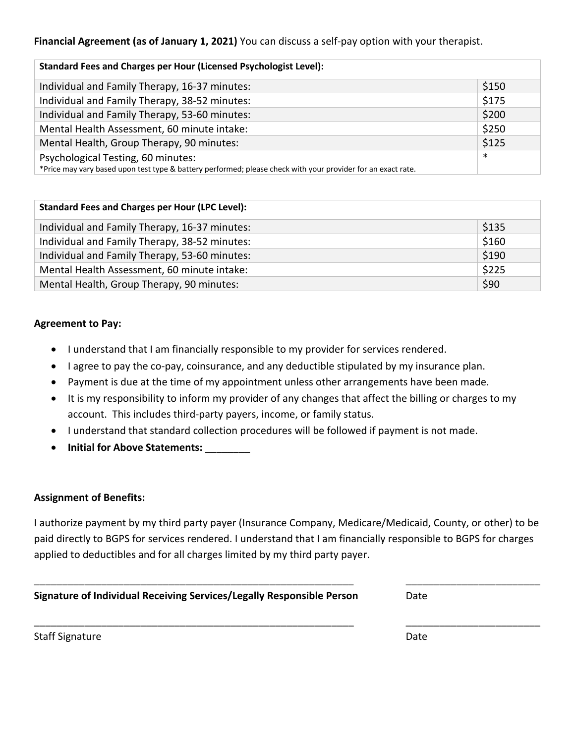**Financial Agreement (as of January 1, 2021)** You can discuss a self-pay option with your therapist.

| **Standard Fees and Charges per Hour (Licensed Psychologist Level):** | |
|---|---|
| Individual and Family Therapy, 16-37 minutes: | $150 |
| Individual and Family Therapy, 38-52 minutes: | $175 |
| Individual and Family Therapy, 53-60 minutes: | $200 |
| Mental Health Assessment, 60 minute intake: | $250 |
| Mental Health, Group Therapy, 90 minutes: | $125 |
| Psychological Testing, 60 minutes:<br>*Price may vary based upon test type & battery performed; please check with your provider for an exact rate. | * |

| **Standard Fees and Charges per Hour (LPC Level):** | |
|---|---|
| Individual and Family Therapy, 16-37 minutes: | $135 |
| Individual and Family Therapy, 38-52 minutes: | $160 |
| Individual and Family Therapy, 53-60 minutes: | $190 |
| Mental Health Assessment, 60 minute intake: | $225 |
| Mental Health, Group Therapy, 90 minutes: | $90 |

**Agreement to Pay:**

- I understand that I am financially responsible to my provider for services rendered.
- I agree to pay the co-pay, coinsurance, and any deductible stipulated by my insurance plan.
- Payment is due at the time of my appointment unless other arrangements have been made.
- It is my responsibility to inform my provider of any changes that affect the billing or charges to my account. This includes third-party payers, income, or family status.
- I understand that standard collection procedures will be followed if payment is not made.
- **Initial for Above Statements:** ________

**Assignment of Benefits:**

I authorize payment by my third party payer (Insurance Company, Medicare/Medicaid, County, or other) to be paid directly to BGPS for services rendered. I understand that I am financially responsible to BGPS for charges applied to deductibles and for all charges limited by my third party payer.

_____________________________________________________________ _________________________

**Signature of Individual Receiving Services/Legally Responsible Person** Date

_____________________________________________________________ _________________________

Staff Signature Date